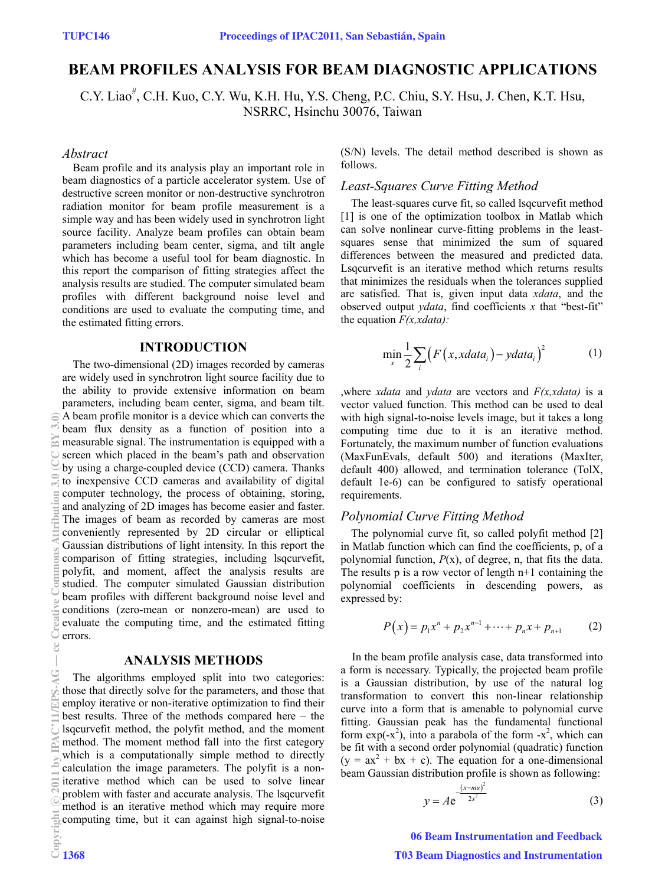# BEAM PROFILES ANALYSIS FOR BEAM DIAGNOSTIC APPLICATIONS

C.Y. Liao#, C.H. Kuo, C.Y. Wu, K.H. Hu, Y.S. Cheng, P.C. Chiu, S.Y. Hsu, J. Chen, K.T. Hsu, NSRRC, Hsinchu 30076, Taiwan

### *Abstract*

Beam profile and its analysis play an important role in beam diagnostics of a particle accelerator system. Use of destructive screen monitor or non-destructive synchrotron radiation monitor for beam profile measurement is a simple way and has been widely used in synchrotron light source facility. Analyze beam profiles can obtain beam parameters including beam center, sigma, and tilt angle which has become a useful tool for beam diagnostic. In this report the comparison of fitting strategies affect the analysis results are studied. The computer simulated beam profiles with different background noise level and conditions are used to evaluate the computing time, and the estimated fitting errors.

## INTRODUCTION

The two-dimensional (2D) images recorded by cameras are widely used in synchrotron light source facility due to the ability to provide extensive information on beam parameters, including beam center, sigma, and beam tilt. A beam profile monitor is a device which can converts the beam flux density as a function of position into a measurable signal. The instrumentation is equipped with a screen which placed in the beam's path and observation by using a charge-coupled device (CCD) camera. Thanks to inexpensive CCD cameras and availability of digital computer technology, the process of obtaining, storing, and analyzing of 2D images has become easier and faster. The images of beam as recorded by cameras are most conveniently represented by 2D circular or elliptical Gaussian distributions of light intensity. In this report the comparison of fitting strategies, including lsqcurvefit, polyfit, and moment, affect the analysis results are studied. The computer simulated Gaussian distribution beam profiles with different background noise level and conditions (zero-mean or nonzero-mean) are used to evaluate the computing time, and the estimated fitting errors.

## ANALYSIS METHODS

The algorithms employed split into two categories: those that directly solve for the parameters, and those that employ iterative or non-iterative optimization to find their best results. Three of the methods compared here – the lsqcurvefit method, the polyfit method, and the moment method. The moment method fall into the first category which is a computationally simple method to directly calculation the image parameters. The polyfit is a non-iterative method which can be used to solve linear problem with faster and accurate analysis. The lsqcurvefit method is an iterative method which may require more computing time, but it can against high signal-to-noise (S/N) levels. The detail method described is shown as follows.

### *Least-Squares Curve Fitting Method*

The least-squares curve fit, so called lsqcurvefit method [1] is one of the optimization toolbox in Matlab which can solve nonlinear curve-fitting problems in the least-squares sense that minimized the sum of squared differences between the measured and predicted data. Lsqcurvefit is an iterative method which returns results that minimizes the residuals when the tolerances supplied are satisfied. That is, given input data *xdata*, and the observed output *ydata*, find coefficients *x* that "best-fit" the equation *F(x,xdata)*:

$$\min_{x} \frac{1}{2} \sum_{i} \left( F\left(x, xdata_i\right) - ydata_i \right)^2 \qquad (1)$$

,where *xdata* and *ydata* are vectors and *F(x,xdata)* is a vector valued function. This method can be used to deal with high signal-to-noise levels image, but it takes a long computing time due to it is an iterative method. Fortunately, the maximum number of function evaluations (MaxFunEvals, default 500) and iterations (MaxIter, default 400) allowed, and termination tolerance (TolX, default 1e-6) can be configured to satisfy operational requirements.

### *Polynomial Curve Fitting Method*

The polynomial curve fit, so called polyfit method [2] in Matlab function which can find the coefficients, p, of a polynomial function, $P(x)$, of degree, n, that fits the data. The results p is a row vector of length n+1 containing the polynomial coefficients in descending powers, as expressed by:

$$P\left(x\right) = p_1 x^n + p_2 x^{n-1} + \cdots + p_n x + p_{n+1} \qquad (2)$$

In the beam profile analysis case, data transformed into a form is necessary. Typically, the projected beam profile is a Gaussian distribution, by use of the natural log transformation to convert this non-linear relationship curve into a form that is amenable to polynomial curve fitting. Gaussian peak has the fundamental functional form $\exp(-x^2)$, into a parabola of the form $-x^2$, which can be fit with a second order polynomial (quadratic) function ($y = ax^2 + bx + c$). The equation for a one-dimensional beam Gaussian distribution profile is shown as following:

$$y = Ae^{-\frac{(x-mu)^2}{2s^2}} \qquad (3)$$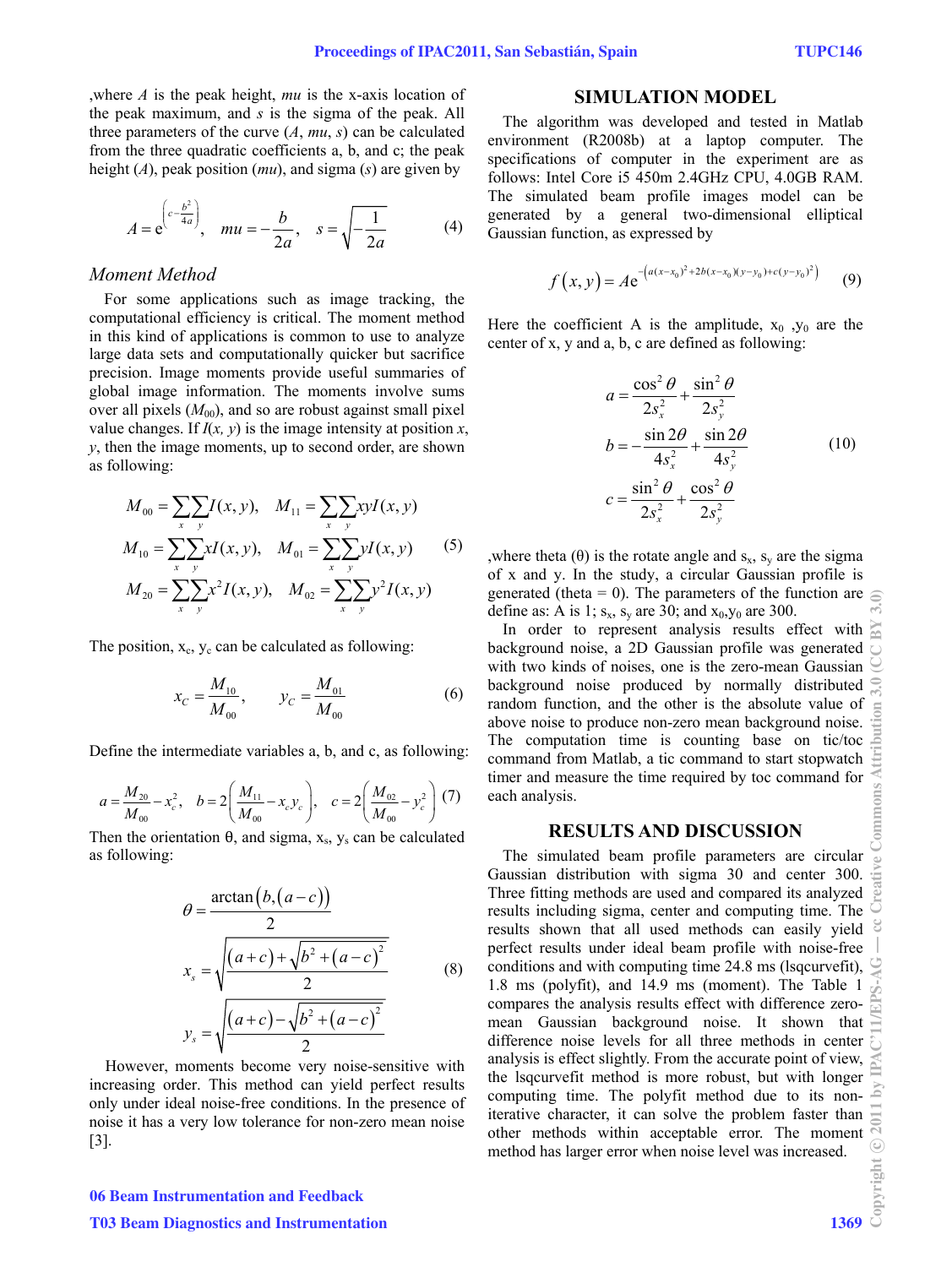,where $A$ is the peak height, $mu$ is the x-axis location of the peak maximum, and $s$ is the sigma of the peak. All three parameters of the curve ($A$, $mu$, $s$) can be calculated from the three quadratic coefficients a, b, and c; the peak height ($A$), peak position ($mu$), and sigma ($s$) are given by

$$A = e^{\left(c - \frac{b^2}{4a}\right)}, \quad mu = -\frac{b}{2a}, \quad s = \sqrt{-\frac{1}{2a}} \tag{4}$$

### Moment Method

For some applications such as image tracking, the computational efficiency is critical. The moment method in this kind of applications is common to use to analyze large data sets and computationally quicker but sacrifice precision. Image moments provide useful summaries of global image information. The moments involve sums over all pixels ($M_{00}$), and so are robust against small pixel value changes. If $I(x, y)$ is the image intensity at position $x$, $y$, then the image moments, up to second order, are shown as following:

$$\begin{aligned}
M_{00} &= \sum_x \sum_y I(x,y), & M_{11} &= \sum_x \sum_y xyI(x,y) \\
M_{10} &= \sum_x \sum_y xI(x,y), & M_{01} &= \sum_x \sum_y yI(x,y) \\
M_{20} &= \sum_x \sum_y x^2 I(x,y), & M_{02} &= \sum_x \sum_y y^2 I(x,y)
\end{aligned} \tag{5}$$

The position, $x_c$, $y_c$ can be calculated as following:

$$x_C = \frac{M_{10}}{M_{00}}, \qquad y_C = \frac{M_{01}}{M_{00}} \tag{6}$$

Define the intermediate variables a, b, and c, as following:

$$a = \frac{M_{20}}{M_{00}} - x_c^2, \quad b = 2\left(\frac{M_{11}}{M_{00}} - x_c y_c\right), \quad c = 2\left(\frac{M_{02}}{M_{00}} - y_c^2\right) \tag{7}$$

Then the orientation θ, and sigma, $x_s$, $y_s$ can be calculated as following:

$$\begin{aligned}
\theta &= \frac{\arctan\left(b, (a-c)\right)}{2} \\
x_s &= \sqrt{\frac{(a+c) + \sqrt{b^2 + (a-c)^2}}{2}} \\
y_s &= \sqrt{\frac{(a+c) - \sqrt{b^2 + (a-c)^2}}{2}}
\end{aligned} \tag{8}$$

However, moments become very noise-sensitive with increasing order. This method can yield perfect results only under ideal noise-free conditions. In the presence of noise it has a very low tolerance for non-zero mean noise [3].

## SIMULATION MODEL

The algorithm was developed and tested in Matlab environment (R2008b) at a laptop computer. The specifications of computer in the experiment are as follows: Intel Core i5 450m 2.4GHz CPU, 4.0GB RAM. The simulated beam profile images model can be generated by a general two-dimensional elliptical Gaussian function, as expressed by

$$f(x,y) = A e^{-\left(a(x-x_0)^2 + 2b(x-x_0)(y-y_0) + c(y-y_0)^2\right)} \tag{9}$$

Here the coefficient A is the amplitude, $x_0$ ,$y_0$ are the center of x, y and a, b, c are defined as following:

$$\begin{aligned}
a &= \frac{\cos^2\theta}{2s_x^2} + \frac{\sin^2\theta}{2s_y^2} \\
b &= -\frac{\sin 2\theta}{4s_x^2} + \frac{\sin 2\theta}{4s_y^2} \\
c &= \frac{\sin^2\theta}{2s_x^2} + \frac{\cos^2\theta}{2s_y^2}
\end{aligned} \tag{10}$$

,where theta (θ) is the rotate angle and $s_x$, $s_y$ are the sigma of x and y. In the study, a circular Gaussian profile is generated (theta = 0). The parameters of the function are define as: A is 1; $s_x$, $s_y$ are 30; and $x_0$,$y_0$ are 300.

In order to represent analysis results effect with background noise, a 2D Gaussian profile was generated with two kinds of noises, one is the zero-mean Gaussian background noise produced by normally distributed random function, and the other is the absolute value of above noise to produce non-zero mean background noise. The computation time is counting base on tic/toc command from Matlab, a tic command to start stopwatch timer and measure the time required by toc command for each analysis.

## RESULTS AND DISCUSSION

The simulated beam profile parameters are circular Gaussian distribution with sigma 30 and center 300. Three fitting methods are used and compared its analyzed results including sigma, center and computing time. The results shown that all used methods can easily yield perfect results under ideal beam profile with noise-free conditions and with computing time 24.8 ms (lsqcurvefit), 1.8 ms (polyfit), and 14.9 ms (moment). The Table 1 compares the analysis results effect with difference zero-mean Gaussian background noise. It shown that difference noise levels for all three methods in center analysis is effect slightly. From the accurate point of view, the lsqcurvefit method is more robust, but with longer computing time. The polyfit method due to its non-iterative character, it can solve the problem faster than other methods within acceptable error. The moment method has larger error when noise level was increased.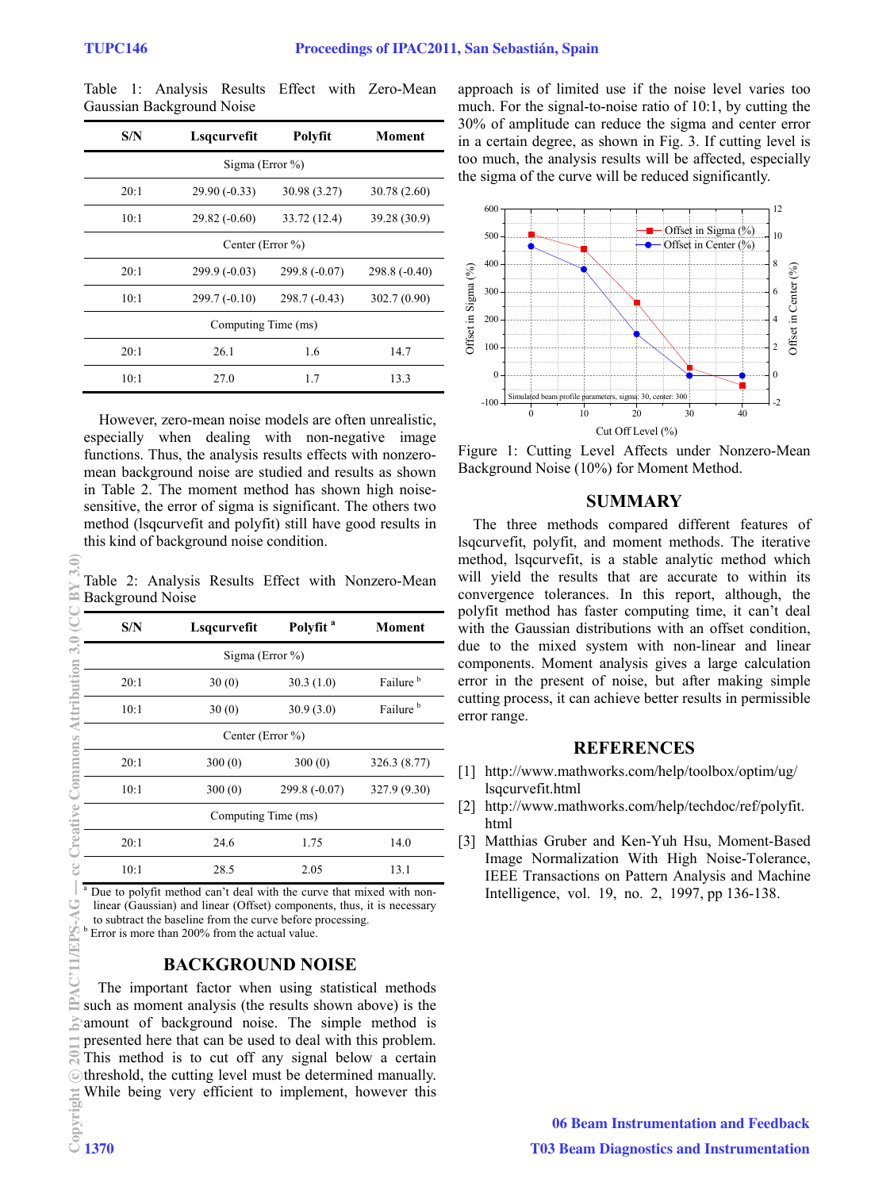Table 1: Analysis Results Effect with Zero-Mean Gaussian Background Noise

| S/N | Lsqcurvefit | Polyfit | Moment |
|---|---|---|---|
| Sigma (Error %) | | | |
| 20:1 | 29.90 (-0.33) | 30.98 (3.27) | 30.78 (2.60) |
| 10:1 | 29.82 (-0.60) | 33.72 (12.4) | 39.28 (30.9) |
| Center (Error %) | | | |
| 20:1 | 299.9 (-0.03) | 299.8 (-0.07) | 298.8 (-0.40) |
| 10:1 | 299.7 (-0.10) | 298.7 (-0.43) | 302.7 (0.90) |
| Computing Time (ms) | | | |
| 20:1 | 26.1 | 1.6 | 14.7 |
| 10:1 | 27.0 | 1.7 | 13.3 |

However, zero-mean noise models are often unrealistic, especially when dealing with non-negative image functions. Thus, the analysis results effects with nonzero-mean background noise are studied and results as shown in Table 2. The moment method has shown high noise-sensitive, the error of sigma is significant. The others two method (lsqcurvefit and polyfit) still have good results in this kind of background noise condition.

Table 2: Analysis Results Effect with Nonzero-Mean Background Noise

| S/N | Lsqcurvefit | Polyfit [a] | Moment |
|---|---|---|---|
| Sigma (Error %) | | | |
| 20:1 | 30 (0) | 30.3 (1.0) | Failure [b] |
| 10:1 | 30 (0) | 30.9 (3.0) | Failure [b] |
| Center (Error %) | | | |
| 20:1 | 300 (0) | 300 (0) | 326.3 (8.77) |
| 10:1 | 300 (0) | 299.8 (-0.07) | 327.9 (9.30) |
| Computing Time (ms) | | | |
| 20:1 | 24.6 | 1.75 | 14.0 |
| 10:1 | 28.5 | 2.05 | 13.1 |

[a] Due to polyfit method can't deal with the curve that mixed with non-linear (Gaussian) and linear (Offset) components, thus, it is necessary to subtract the baseline from the curve before processing.

[b] Error is more than 200% from the actual value.

## BACKGROUND NOISE

The important factor when using statistical methods such as moment analysis (the results shown above) is the amount of background noise. The simple method is presented here that can be used to deal with this problem. This method is to cut off any signal below a certain threshold, the cutting level must be determined manually. While being very efficient to implement, however this approach is of limited use if the noise level varies too much. For the signal-to-noise ratio of 10:1, by cutting the 30% of amplitude can reduce the sigma and center error in a certain degree, as shown in Fig. 3. If cutting level is too much, the analysis results will be affected, especially the sigma of the curve will be reduced significantly.

Offset in Sigma (%)
Offset in Center (%)
600
500
400
300
200
100
0
-100
12
10
8
6
4
2
0
-2
0
10
20
30
40
Cut Off Level (%)
Simulated beam profile parameters, sigma: 30, center: 300

Figure 1: Cutting Level Affects under Nonzero-Mean Background Noise (10%) for Moment Method.

## SUMMARY

The three methods compared different features of lsqcurvefit, polyfit, and moment methods. The iterative method, lsqcurvefit, is a stable analytic method which will yield the results that are accurate to within its convergence tolerances. In this report, although, the polyfit method has faster computing time, it can't deal with the Gaussian distributions with an offset condition, due to the mixed system with non-linear and linear components. Moment analysis gives a large calculation error in the present of noise, but after making simple cutting process, it can achieve better results in permissible error range.

## REFERENCES

[1] http://www.mathworks.com/help/toolbox/optim/ug/lsqcurvefit.html

[2] http://www.mathworks.com/help/techdoc/ref/polyfit.html

[3] Matthias Gruber and Ken-Yuh Hsu, Moment-Based Image Normalization With High Noise-Tolerance, IEEE Transactions on Pattern Analysis and Machine Intelligence, vol. 19, no. 2, 1997, pp 136-138.